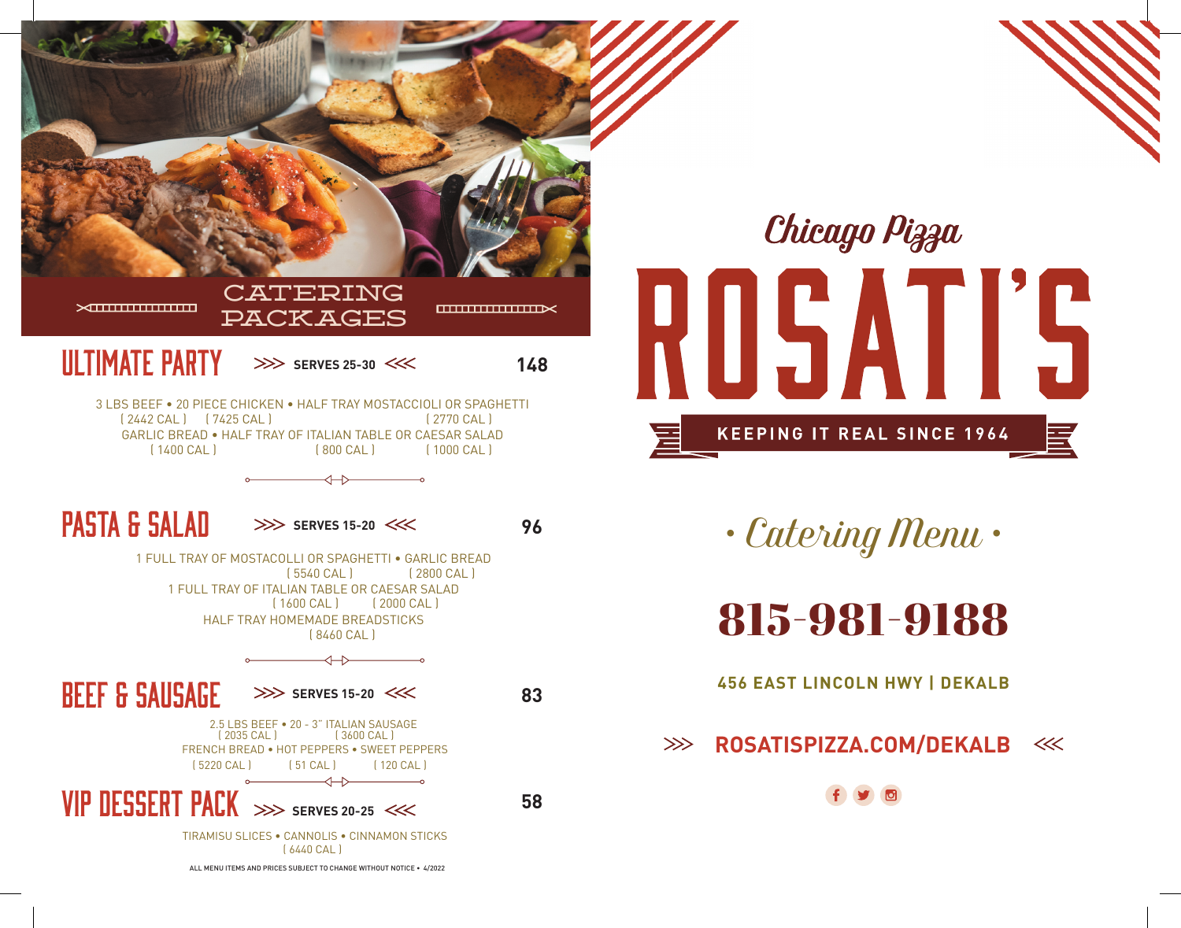# CATERING PACKAGES

## ULTIMATE PARTY

>>> SERVES 25-30 <<<

**148**

3 LBS BEEF • 20 PIECE CHICKEN • HALF TRAY MOSTACCIOLI OR SPAGHETTI
( 2442 CAL ) ( 7425 CAL ) ( 2770 CAL )
GARLIC BREAD • HALF TRAY OF ITALIAN TABLE OR CAESAR SALAD
( 1400 CAL ) ( 800 CAL ) ( 1000 CAL )

## PASTA & SALAD

>>> SERVES 15-20 <<<

**96**

1 FULL TRAY OF MOSTACOLLI OR SPAGHETTI • GARLIC BREAD
( 5540 CAL ) ( 2800 CAL )
1 FULL TRAY OF ITALIAN TABLE OR CAESAR SALAD
( 1600 CAL ) ( 2000 CAL )
HALF TRAY HOMEMADE BREADSTICKS
( 8460 CAL )

## BEEF & SAUSAGE

>>> SERVES 15-20 <<<

**83**

2.5 LBS BEEF • 20 - 3" ITALIAN SAUSAGE
( 2035 CAL ) ( 3600 CAL )
FRENCH BREAD • HOT PEPPERS • SWEET PEPPERS
( 5220 CAL ) ( 51 CAL ) ( 120 CAL )

## VIP DESSERT PACK

>>> SERVES 20-25 <<<

**58**

TIRAMISU SLICES • CANNOLIS • CINNAMON STICKS
( 6440 CAL )

ALL MENU ITEMS AND PRICES SUBJECT TO CHANGE WITHOUT NOTICE • 4/2022

*Chicago Pizza*

# ROSATI'S

KEEPING IT REAL SINCE 1964

*• Catering Menu •*

# 815-981-9188

**456 EAST LINCOLN HWY | DEKALB**

>>> **ROSATISPIZZA.COM/DEKALB** <<<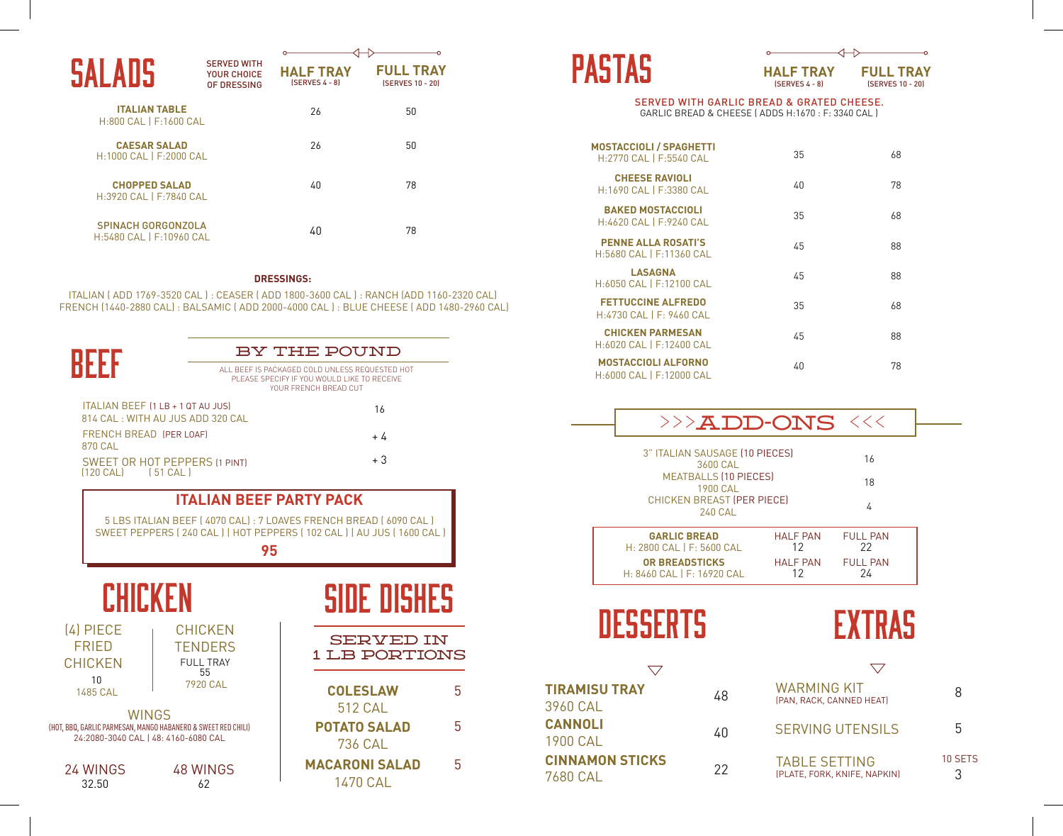# SALADS

SERVED WITH YOUR CHOICE OF DRESSING

| | HALF TRAY (SERVES 4 - 8) | FULL TRAY (SERVES 10 - 20) |
|---|---|---|
| **ITALIAN TABLE** H:800 CAL \| F:1600 CAL | 26 | 50 |
| **CAESAR SALAD** H:1000 CAL \| F:2000 CAL | 26 | 50 |
| **CHOPPED SALAD** H:3920 CAL \| F:7840 CAL | 40 | 78 |
| **SPINACH GORGONZOLA** H:5480 CAL \| F:10960 CAL | 40 | 78 |

**DRESSINGS:**

ITALIAN ( ADD 1769-3520 CAL ) : CEASER ( ADD 1800-3600 CAL ) : RANCH (ADD 1160-2320 CAL)
FRENCH (1440-2880 CAL) : BALSAMIC ( ADD 2000-4000 CAL ) : BLUE CHEESE ( ADD 1480-2960 CAL)

# BEEF

## BY THE POUND

ALL BEEF IS PACKAGED COLD UNLESS REQUESTED HOT
PLEASE SPECIFY IF YOU WOULD LIKE TO RECEIVE YOUR FRENCH BREAD CUT

| | |
|---|---|
| ITALIAN BEEF (1 LB + 1 QT AU JUS) 814 CAL : WITH AU JUS ADD 320 CAL | 16 |
| FRENCH BREAD (PER LOAF) 870 CAL | + 4 |
| SWEET OR HOT PEPPERS (1 PINT) (120 CAL) ( 51 CAL ) | + 3 |

## ITALIAN BEEF PARTY PACK

5 LBS ITALIAN BEEF ( 4070 CAL ) : 7 LOAVES FRENCH BREAD ( 6090 CAL )
SWEET PEPPERS ( 240 CAL ) | HOT PEPPERS ( 102 CAL ) | AU JUS ( 1600 CAL )

**95**

# CHICKEN

(4) PIECE FRIED CHICKEN
10
1485 CAL

CHICKEN TENDERS
FULL TRAY
55
7920 CAL

WINGS
(HOT, BBQ, GARLIC PARMESAN, MANGO HABANERO & SWEET RED CHILI)
24:2080-3040 CAL | 48: 4160-6080 CAL

24 WINGS
32.50

48 WINGS
62

# SIDE DISHES

## SERVED IN 1 LB PORTIONS

| | |
|---|---|
| **COLESLAW** 512 CAL | 5 |
| **POTATO SALAD** 736 CAL | 5 |
| **MACARONI SALAD** 1470 CAL | 5 |

# PASTAS

SERVED WITH GARLIC BREAD & GRATED CHEESE.
GARLIC BREAD & CHEESE ( ADDS H:1670 : F: 3340 CAL )

| | HALF TRAY (SERVES 4 - 8) | FULL TRAY (SERVES 10 - 20) |
|---|---|---|
| **MOSTACCIOLI / SPAGHETTI** H:2770 CAL \| F:5540 CAL | 35 | 68 |
| **CHEESE RAVIOLI** H:1690 CAL \| F:3380 CAL | 40 | 78 |
| **BAKED MOSTACCIOLI** H:4620 CAL \| F:9240 CAL | 35 | 68 |
| **PENNE ALLA ROSATI'S** H:5680 CAL \| F:11360 CAL | 45 | 88 |
| **LASAGNA** H:6050 CAL \| F:12100 CAL | 45 | 88 |
| **FETTUCCINE ALFREDO** H:4730 CAL \| F: 9460 CAL | 35 | 68 |
| **CHICKEN PARMESAN** H:6020 CAL \| F:12400 CAL | 45 | 88 |
| **MOSTACCIOLI ALFORNO** H:6000 CAL \| F:12000 CAL | 40 | 78 |

## >>>ADD-ONS <<<

| | |
|---|---|
| 3" ITALIAN SAUSAGE (10 PIECES) 3600 CAL | 16 |
| MEATBALLS (10 PIECES) 1900 CAL | 18 |
| CHICKEN BREAST (PER PIECE) 240 CAL | 4 |

| | | |
|---|---|---|
| **GARLIC BREAD** H: 2800 CAL \| F: 5600 CAL | HALF PAN 12 | FULL PAN 22 |
| **OR BREADSTICKS** H: 8460 CAL \| F: 16920 CAL | HALF PAN 12 | FULL PAN 24 |

# DESSERTS

| | |
|---|---|
| **TIRAMISU TRAY** 3960 CAL | 48 |
| **CANNOLI** 1900 CAL | 40 |
| **CINNAMON STICKS** 7680 CAL | 22 |

# EXTRAS

| | |
|---|---|
| WARMING KIT (PAN, RACK, CANNED HEAT) | 8 |
| SERVING UTENSILS | 5 |
| TABLE SETTING (PLATE, FORK, KNIFE, NAPKIN) | 10 SETS 3 |